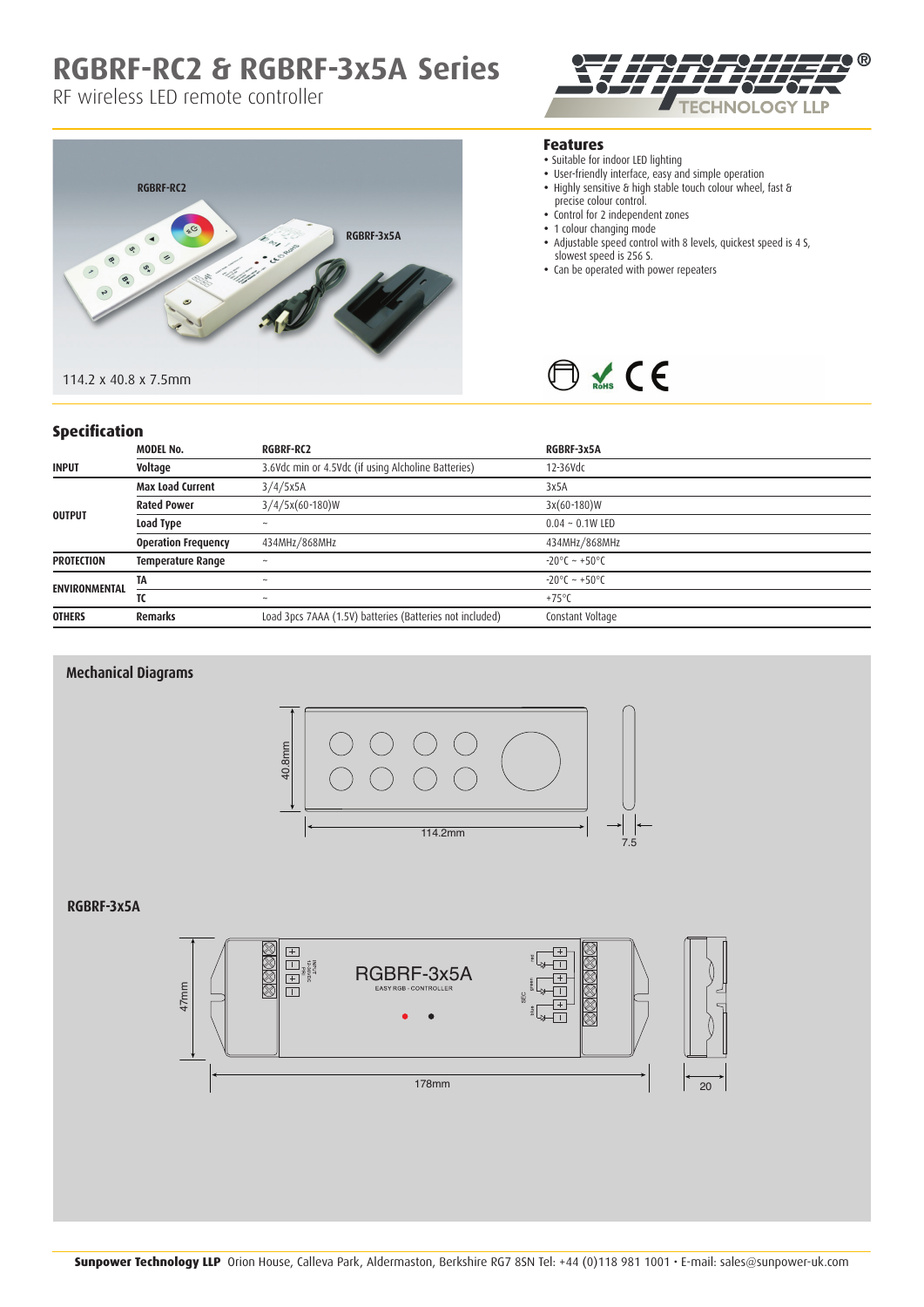# RGBRF-RC2 & RGBRF-3x5A Series

RF wireless LED remote controller

114.2 x 40.8 x 7.5mm

## Features

- Suitable for indoor LED lighting
- User-friendly interface, easy and simple operation
- Highly sensitive & high stable touch colour wheel, fast & precise colour control.
- Control for 2 independent zones
- 1 colour changing mode
- Adjustable speed control with 8 levels, quickest speed is 4 S, slowest speed is 256 S.
- Can be operated with power repeaters

## Specification

| | MODEL No. | RGBRF-RC2 | RGBRF-3x5A |
|---|---|---|---|
| INPUT | Voltage | 3.6Vdc min or 4.5Vdc (if using Alcholine Batteries) | 12-36Vdc |
| OUTPUT | Max Load Current | 3/4/5x5A | 3x5A |
| | Rated Power | 3/4/5x(60-180)W | 3x(60-180)W |
| | Load Type | ~ | 0.04 ~ 0.1W LED |
| | Operation Frequency | 434MHz/868MHz | 434MHz/868MHz |
| PROTECTION | Temperature Range | ~ | -20°C ~ +50°C |
| ENVIRONMENTAL | TA | ~ | -20°C ~ +50°C |
| | TC | ~ | +75°C |
| OTHERS | Remarks | Load 3pcs 7AAA (1.5V) batteries (Batteries not included) | Constant Voltage |

## Mechanical Diagrams

40.8mm

114.2mm

7.5

### RGBRF-3x5A

47mm

178mm

20

**Sunpower Technology LLP** Orion House, Calleva Park, Aldermaston, Berkshire RG7 8SN Tel: +44 (0)118 981 1001 • E-mail: sales@sunpower-uk.com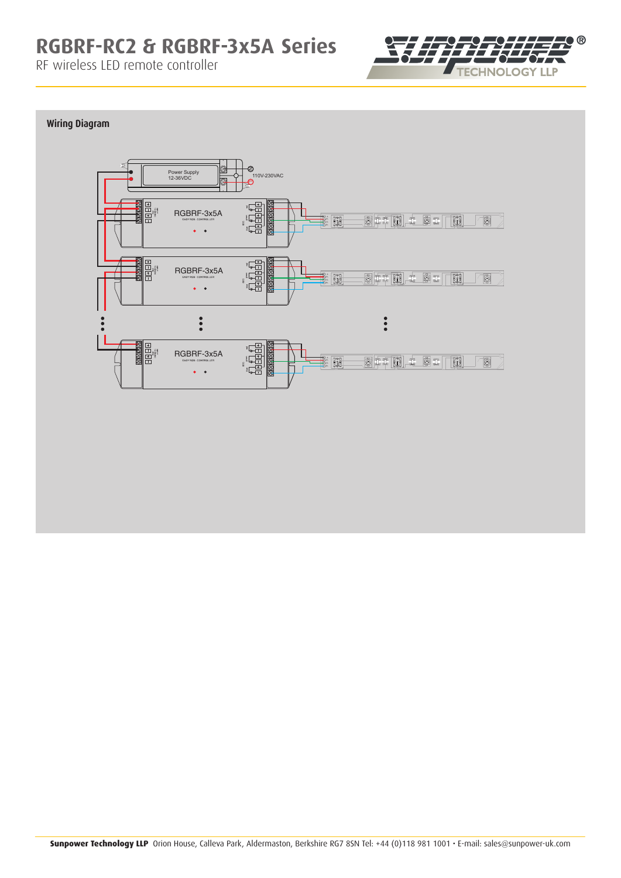## Wiring Diagram

Power Supply
12-36VDC

110V-230VAC

RGBRF-3x5A

RGBRF-3x5A

RGBRF-3x5A